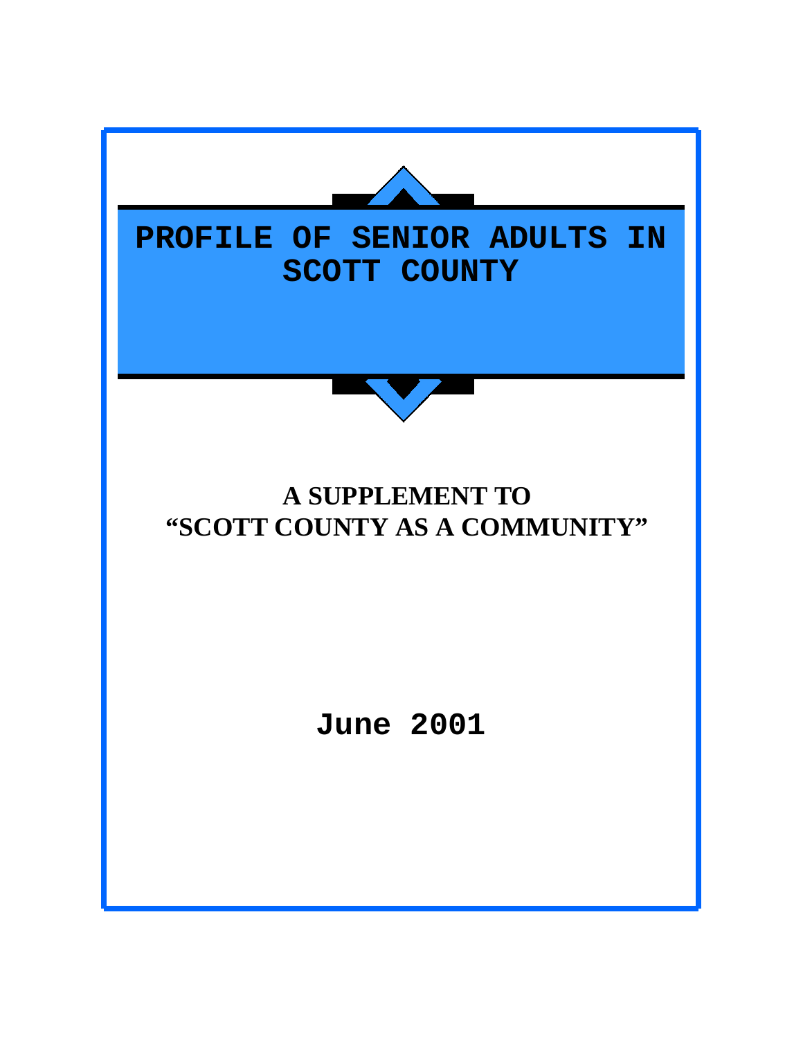# PROFILE OF SENIOR ADULTS IN SCOTT COUNTY

**A SUPPLEMENT TO "SCOTT COUNTY AS A COMMUNITY"**

**June 2001**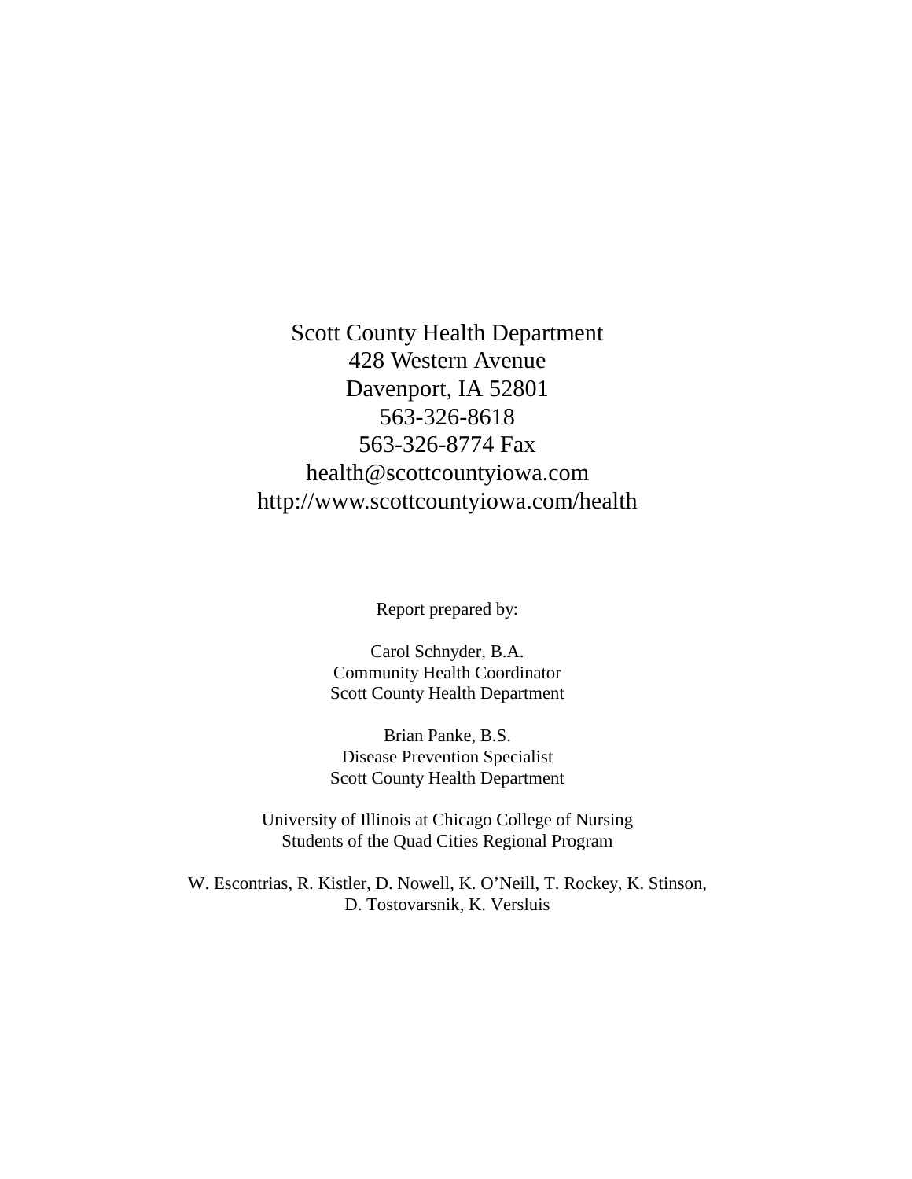Scott County Health Department
428 Western Avenue
Davenport, IA 52801
563-326-8618
563-326-8774 Fax
health@scottcountyiowa.com
http://www.scottcountyiowa.com/health

Report prepared by:

Carol Schnyder, B.A.
Community Health Coordinator
Scott County Health Department

Brian Panke, B.S.
Disease Prevention Specialist
Scott County Health Department

University of Illinois at Chicago College of Nursing
Students of the Quad Cities Regional Program

W. Escontrias, R. Kistler, D. Nowell, K. O'Neill, T. Rockey, K. Stinson, D. Tostovarsnik, K. Versluis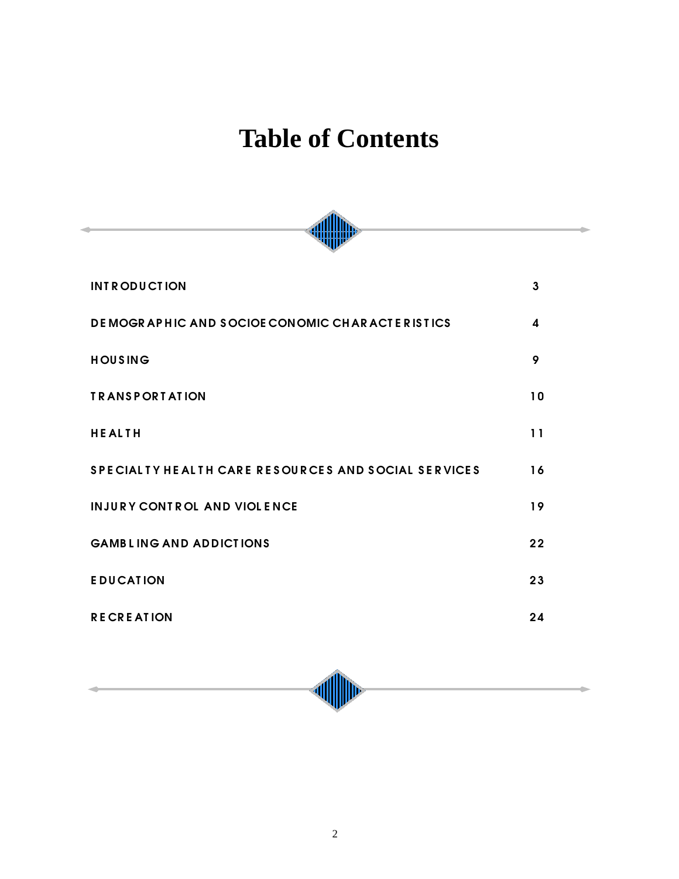# Table of Contents

| | |
|---|---|
| INTRODUCTION | 3 |
| DEMOGRAPHIC AND SOCIOECONOMIC CHARACTERISTICS | 4 |
| HOUSING | 9 |
| TRANSPORTATION | 10 |
| HEALTH | 11 |
| SPECIALTY HEALTH CARE RESOURCES AND SOCIAL SERVICES | 16 |
| INJURY CONTROL AND VIOLENCE | 19 |
| GAMBLING AND ADDICTIONS | 22 |
| EDUCATION | 23 |
| RECREATION | 24 |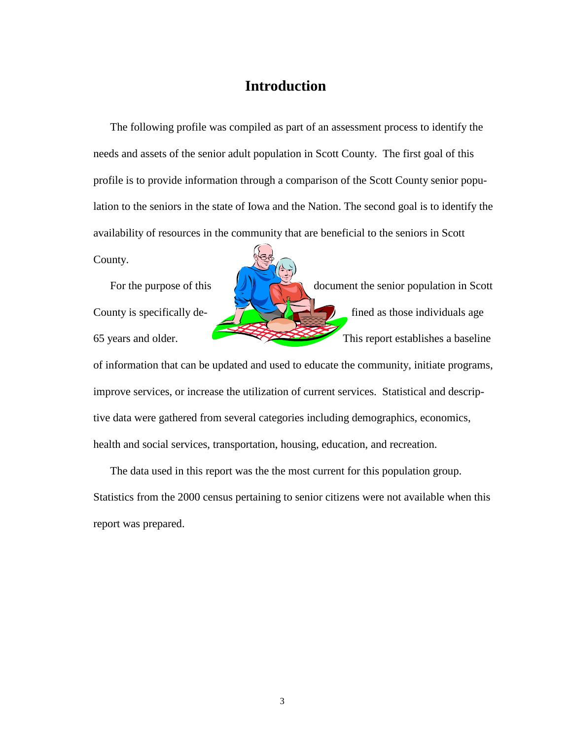# Introduction

The following profile was compiled as part of an assessment process to identify the needs and assets of the senior adult population in Scott County. The first goal of this profile is to provide information through a comparison of the Scott County senior population to the seniors in the state of Iowa and the Nation. The second goal is to identify the availability of resources in the community that are beneficial to the seniors in Scott County.

For the purpose of this document the senior population in Scott County is specifically defined as those individuals age 65 years and older. This report establishes a baseline of information that can be updated and used to educate the community, initiate programs, improve services, or increase the utilization of current services. Statistical and descriptive data were gathered from several categories including demographics, economics, health and social services, transportation, housing, education, and recreation.

The data used in this report was the the most current for this population group. Statistics from the 2000 census pertaining to senior citizens were not available when this report was prepared.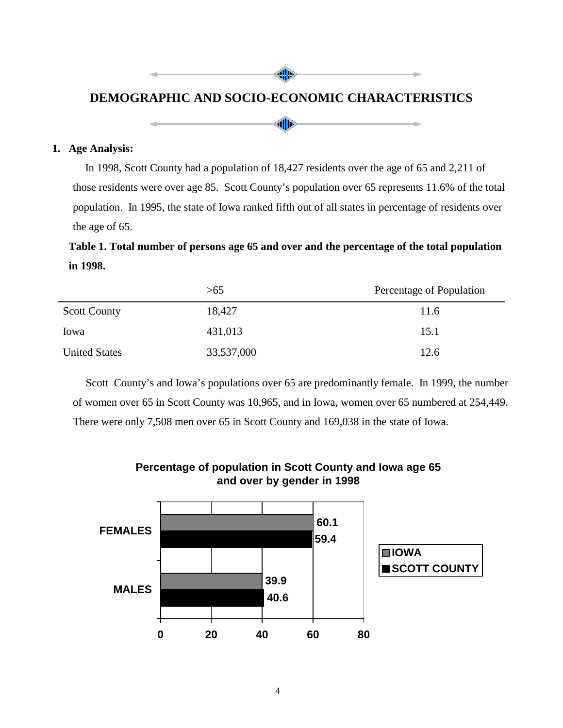# DEMOGRAPHIC AND SOCIO-ECONOMIC CHARACTERISTICS

**1. Age Analysis:**

In 1998, Scott County had a population of 18,427 residents over the age of 65 and 2,211 of those residents were over age 85. Scott County's population over 65 represents 11.6% of the total population. In 1995, the state of Iowa ranked fifth out of all states in percentage of residents over the age of 65.

**Table 1. Total number of persons age 65 and over and the percentage of the total population in 1998.**

| | >65 | Percentage of Population |
|---|---|---|
| Scott County | 18,427 | 11.6 |
| Iowa | 431,013 | 15.1 |
| United States | 33,537,000 | 12.6 |

Scott County's and Iowa's populations over 65 are predominantly female. In 1999, the number of women over 65 in Scott County was 10,965, and in Iowa, women over 65 numbered at 254,449. There were only 7,508 men over 65 in Scott County and 169,038 in the state of Iowa.

**Percentage of population in Scott County and Iowa age 65 and over by gender in 1998**

| | IOWA | SCOTT COUNTY |
|---|---|---|
| FEMALES | 60.1 | 59.4 |
| MALES | 39.9 | 40.6 |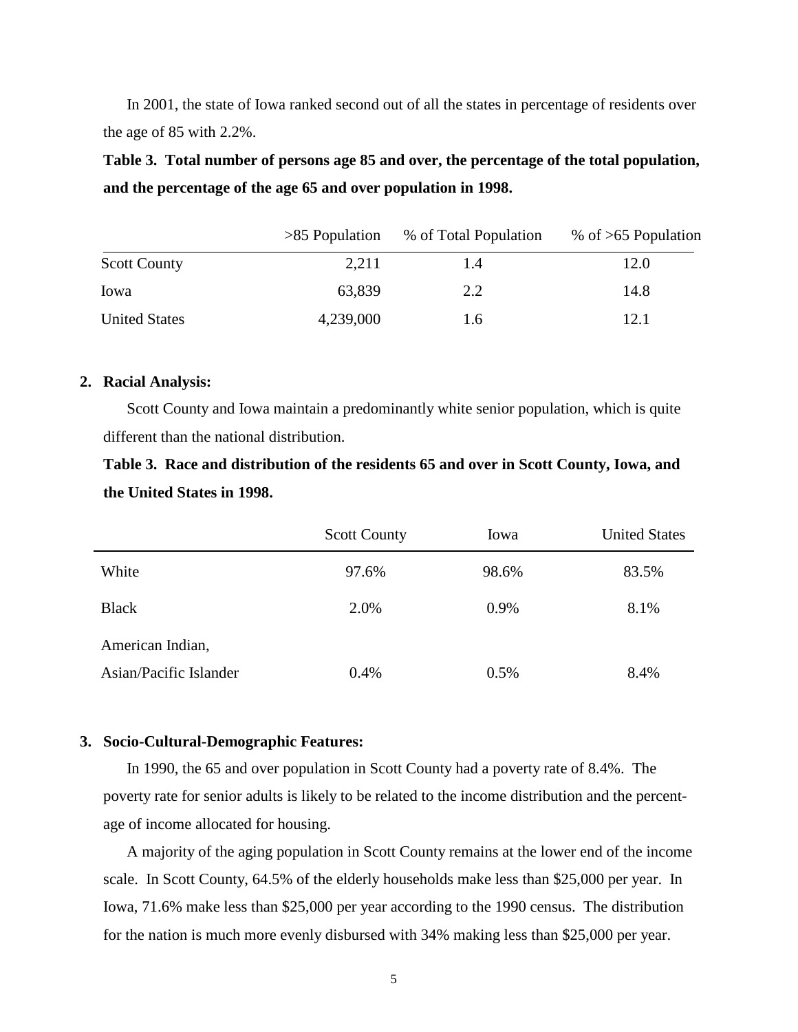In 2001, the state of Iowa ranked second out of all the states in percentage of residents over the age of 85 with 2.2%.

**Table 3. Total number of persons age 85 and over, the percentage of the total population, and the percentage of the age 65 and over population in 1998.**

| | >85 Population | % of Total Population | % of >65 Population |
|---|---|---|---|
| Scott County | 2,211 | 1.4 | 12.0 |
| Iowa | 63,839 | 2.2 | 14.8 |
| United States | 4,239,000 | 1.6 | 12.1 |

**2. Racial Analysis:**

Scott County and Iowa maintain a predominantly white senior population, which is quite different than the national distribution.

**Table 3. Race and distribution of the residents 65 and over in Scott County, Iowa, and the United States in 1998.**

| | Scott County | Iowa | United States |
|---|---|---|---|
| White | 97.6% | 98.6% | 83.5% |
| Black | 2.0% | 0.9% | 8.1% |
| American Indian, Asian/Pacific Islander | 0.4% | 0.5% | 8.4% |

**3. Socio-Cultural-Demographic Features:**

In 1990, the 65 and over population in Scott County had a poverty rate of 8.4%. The poverty rate for senior adults is likely to be related to the income distribution and the percentage of income allocated for housing.

A majority of the aging population in Scott County remains at the lower end of the income scale. In Scott County, 64.5% of the elderly households make less than $25,000 per year. In Iowa, 71.6% make less than $25,000 per year according to the 1990 census. The distribution for the nation is much more evenly disbursed with 34% making less than $25,000 per year.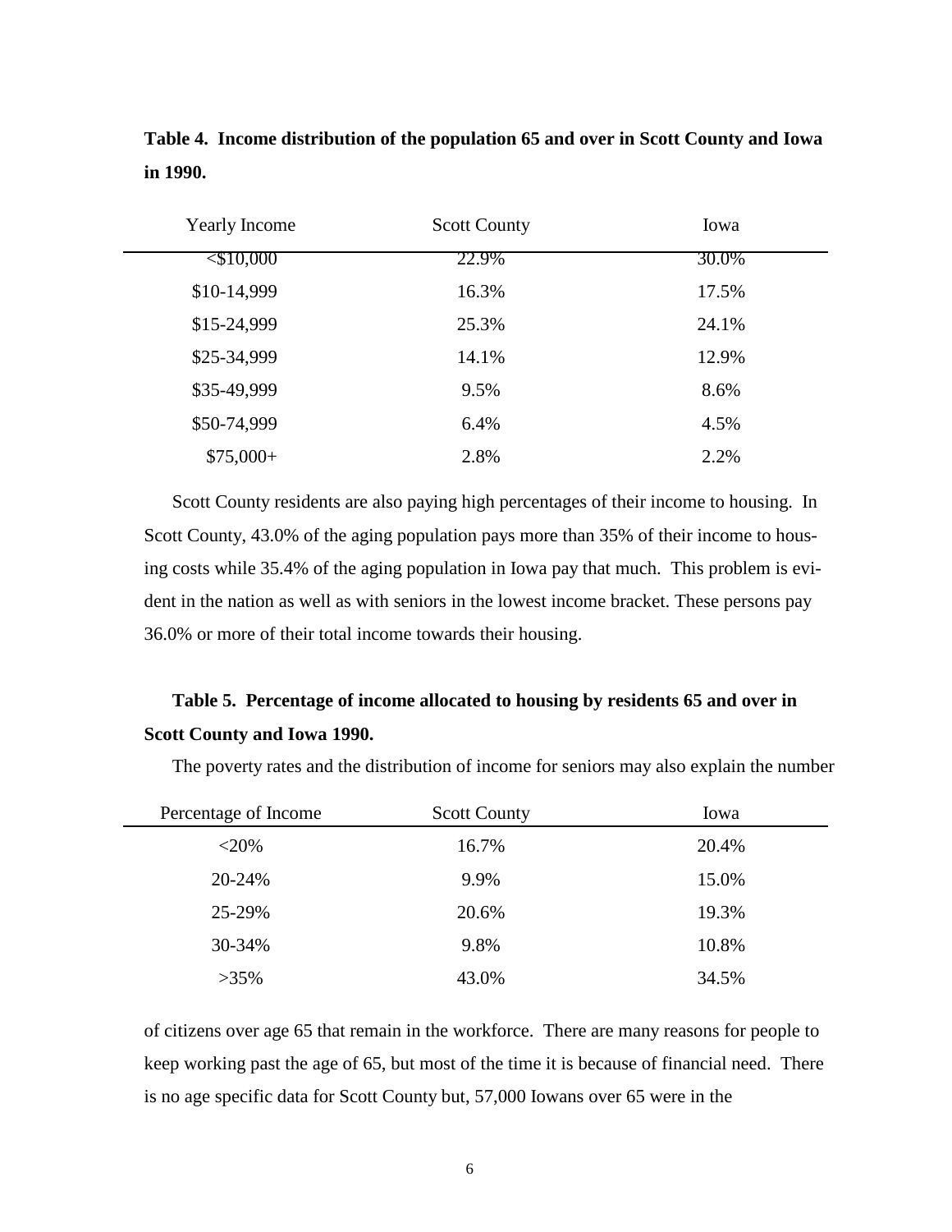**Table 4. Income distribution of the population 65 and over in Scott County and Iowa in 1990.**

| Yearly Income | Scott County | Iowa |
|---|---|---|
| <$10,000 | 22.9% | 30.0% |
| $10-14,999 | 16.3% | 17.5% |
| $15-24,999 | 25.3% | 24.1% |
| $25-34,999 | 14.1% | 12.9% |
| $35-49,999 | 9.5% | 8.6% |
| $50-74,999 | 6.4% | 4.5% |
| $75,000+ | 2.8% | 2.2% |

Scott County residents are also paying high percentages of their income to housing. In Scott County, 43.0% of the aging population pays more than 35% of their income to housing costs while 35.4% of the aging population in Iowa pay that much. This problem is evident in the nation as well as with seniors in the lowest income bracket. These persons pay 36.0% or more of their total income towards their housing.

**Table 5. Percentage of income allocated to housing by residents 65 and over in Scott County and Iowa 1990.**

| Percentage of Income | Scott County | Iowa |
|---|---|---|
| <20% | 16.7% | 20.4% |
| 20-24% | 9.9% | 15.0% |
| 25-29% | 20.6% | 19.3% |
| 30-34% | 9.8% | 10.8% |
| >35% | 43.0% | 34.5% |

The poverty rates and the distribution of income for seniors may also explain the number of citizens over age 65 that remain in the workforce. There are many reasons for people to keep working past the age of 65, but most of the time it is because of financial need. There is no age specific data for Scott County but, 57,000 Iowans over 65 were in the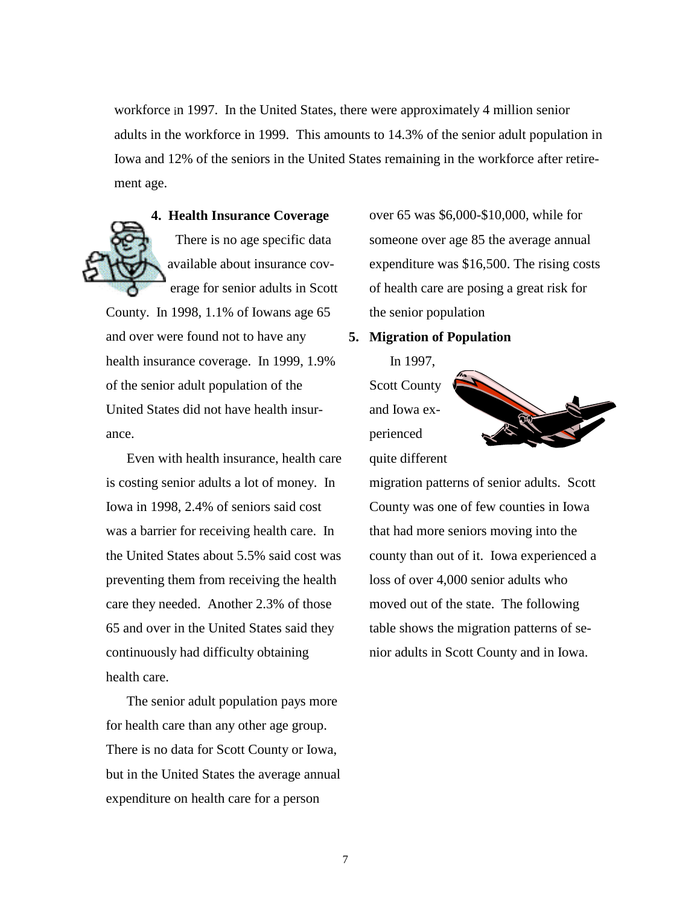workforce in 1997. In the United States, there were approximately 4 million senior adults in the workforce in 1999. This amounts to 14.3% of the senior adult population in Iowa and 12% of the seniors in the United States remaining in the workforce after retirement age.

**4. Health Insurance Coverage**

There is no age specific data available about insurance coverage for senior adults in Scott County. In 1998, 1.1% of Iowans age 65 and over were found not to have any health insurance coverage. In 1999, 1.9% of the senior adult population of the United States did not have health insurance.

Even with health insurance, health care is costing senior adults a lot of money. In Iowa in 1998, 2.4% of seniors said cost was a barrier for receiving health care. In the United States about 5.5% said cost was preventing them from receiving the health care they needed. Another 2.3% of those 65 and over in the United States said they continuously had difficulty obtaining health care.

The senior adult population pays more for health care than any other age group. There is no data for Scott County or Iowa, but in the United States the average annual expenditure on health care for a person over 65 was $6,000-$10,000, while for someone over age 85 the average annual expenditure was $16,500. The rising costs of health care are posing a great risk for the senior population

**5. Migration of Population**

In 1997, Scott County and Iowa experienced quite different migration patterns of senior adults. Scott County was one of few counties in Iowa that had more seniors moving into the county than out of it. Iowa experienced a loss of over 4,000 senior adults who moved out of the state. The following table shows the migration patterns of senior adults in Scott County and in Iowa.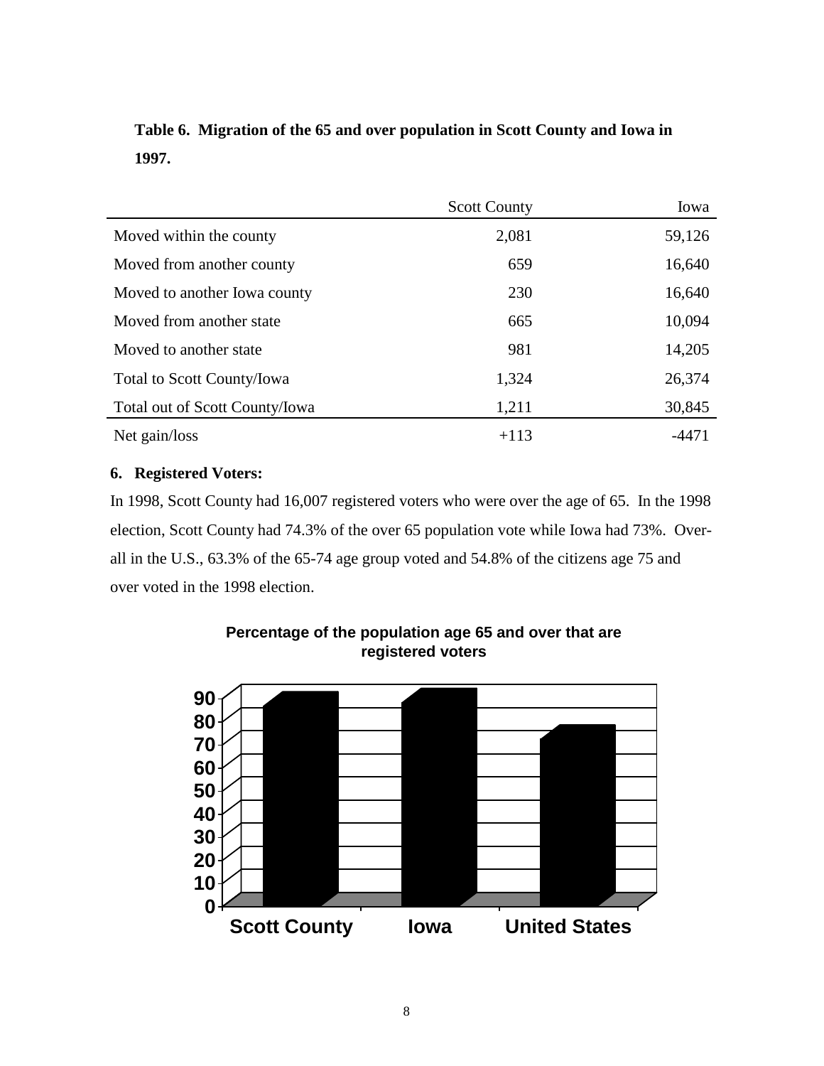**Table 6. Migration of the 65 and over population in Scott County and Iowa in 1997.**

| | Scott County | Iowa |
|---|---|---|
| Moved within the county | 2,081 | 59,126 |
| Moved from another county | 659 | 16,640 |
| Moved to another Iowa county | 230 | 16,640 |
| Moved from another state | 665 | 10,094 |
| Moved to another state | 981 | 14,205 |
| Total to Scott County/Iowa | 1,324 | 26,374 |
| Total out of Scott County/Iowa | 1,211 | 30,845 |
| Net gain/loss | +113 | -4471 |

## 6. Registered Voters:

In 1998, Scott County had 16,007 registered voters who were over the age of 65. In the 1998 election, Scott County had 74.3% of the over 65 population vote while Iowa had 73%. Overall in the U.S., 63.3% of the 65-74 age group voted and 54.8% of the citizens age 75 and over voted in the 1998 election.

**Percentage of the population age 65 and over that are registered voters**

Scott County | Iowa | United States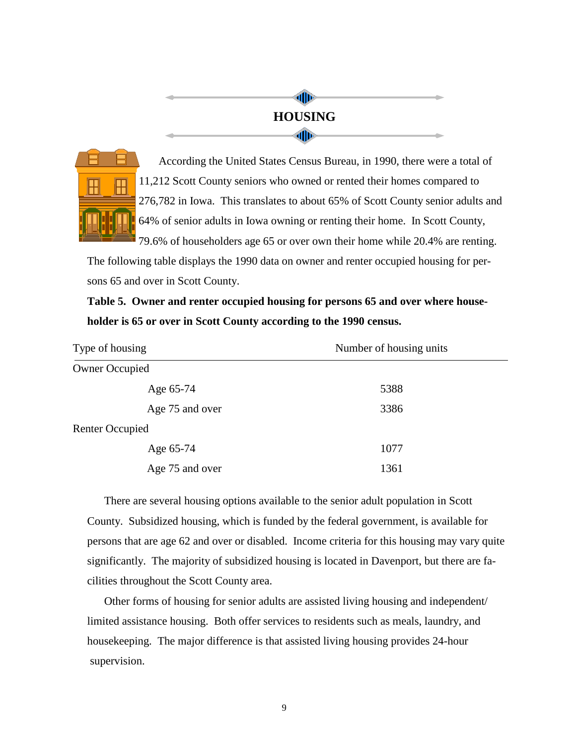# HOUSING

According the United States Census Bureau, in 1990, there were a total of 11,212 Scott County seniors who owned or rented their homes compared to 276,782 in Iowa. This translates to about 65% of Scott County senior adults and 64% of senior adults in Iowa owning or renting their home. In Scott County, 79.6% of householders age 65 or over own their home while 20.4% are renting. The following table displays the 1990 data on owner and renter occupied housing for persons 65 and over in Scott County.

**Table 5. Owner and renter occupied housing for persons 65 and over where householder is 65 or over in Scott County according to the 1990 census.**

| Type of housing | Number of housing units |
|---|---|
| Owner Occupied | |
| Age 65-74 | 5388 |
| Age 75 and over | 3386 |
| Renter Occupied | |
| Age 65-74 | 1077 |
| Age 75 and over | 1361 |

There are several housing options available to the senior adult population in Scott County. Subsidized housing, which is funded by the federal government, is available for persons that are age 62 and over or disabled. Income criteria for this housing may vary quite significantly. The majority of subsidized housing is located in Davenport, but there are facilities throughout the Scott County area.

Other forms of housing for senior adults are assisted living housing and independent/limited assistance housing. Both offer services to residents such as meals, laundry, and housekeeping. The major difference is that assisted living housing provides 24-hour supervision.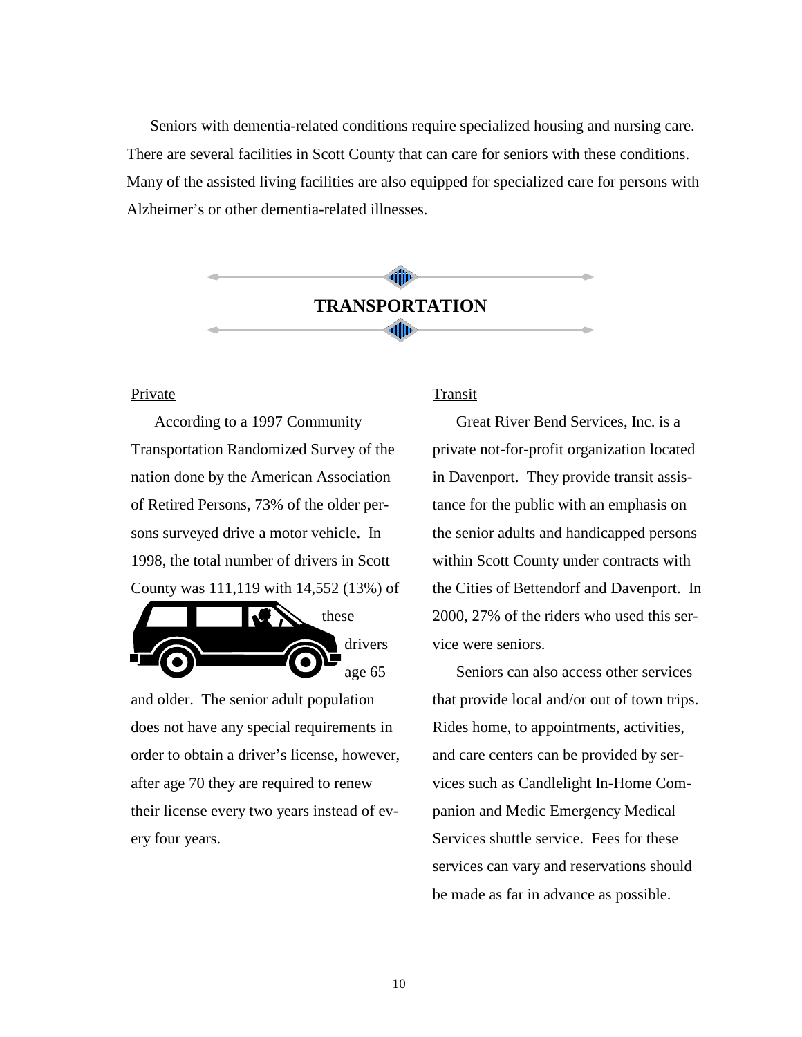Seniors with dementia-related conditions require specialized housing and nursing care. There are several facilities in Scott County that can care for seniors with these conditions. Many of the assisted living facilities are also equipped for specialized care for persons with Alzheimer's or other dementia-related illnesses.

## TRANSPORTATION

Private

According to a 1997 Community Transportation Randomized Survey of the nation done by the American Association of Retired Persons, 73% of the older persons surveyed drive a motor vehicle. In 1998, the total number of drivers in Scott County was 111,119 with 14,552 (13%) of these drivers age 65 and older. The senior adult population does not have any special requirements in order to obtain a driver's license, however, after age 70 they are required to renew their license every two years instead of every four years.

Transit

Great River Bend Services, Inc. is a private not-for-profit organization located in Davenport. They provide transit assistance for the public with an emphasis on the senior adults and handicapped persons within Scott County under contracts with the Cities of Bettendorf and Davenport. In 2000, 27% of the riders who used this service were seniors.

Seniors can also access other services that provide local and/or out of town trips. Rides home, to appointments, activities, and care centers can be provided by services such as Candlelight In-Home Companion and Medic Emergency Medical Services shuttle service. Fees for these services can vary and reservations should be made as far in advance as possible.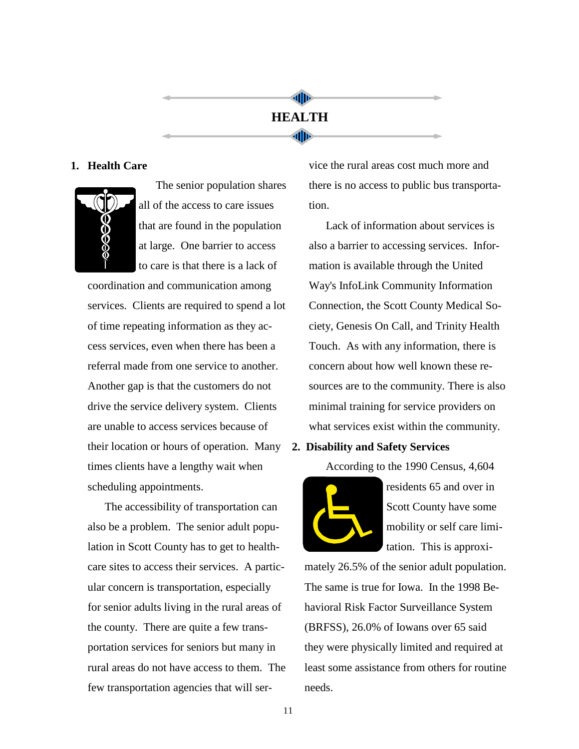# HEALTH

## 1. Health Care

The senior population shares all of the access to care issues that are found in the population at large. One barrier to access to care is that there is a lack of coordination and communication among services. Clients are required to spend a lot of time repeating information as they access services, even when there has been a referral made from one service to another. Another gap is that the customers do not drive the service delivery system. Clients are unable to access services because of their location or hours of operation. Many times clients have a lengthy wait when scheduling appointments.

The accessibility of transportation can also be a problem. The senior adult population in Scott County has to get to healthcare sites to access their services. A particular concern is transportation, especially for senior adults living in the rural areas of the county. There are quite a few transportation services for seniors but many in rural areas do not have access to them. The few transportation agencies that will service the rural areas cost much more and there is no access to public bus transportation.

Lack of information about services is also a barrier to accessing services. Information is available through the United Way's InfoLink Community Information Connection, the Scott County Medical Society, Genesis On Call, and Trinity Health Touch. As with any information, there is concern about how well known these resources are to the community. There is also minimal training for service providers on what services exist within the community.

## 2. Disability and Safety Services

According to the 1990 Census, 4,604 residents 65 and over in Scott County have some mobility or self care limitation. This is approximately 26.5% of the senior adult population. The same is true for Iowa. In the 1998 Behavioral Risk Factor Surveillance System (BRFSS), 26.0% of Iowans over 65 said they were physically limited and required at least some assistance from others for routine needs.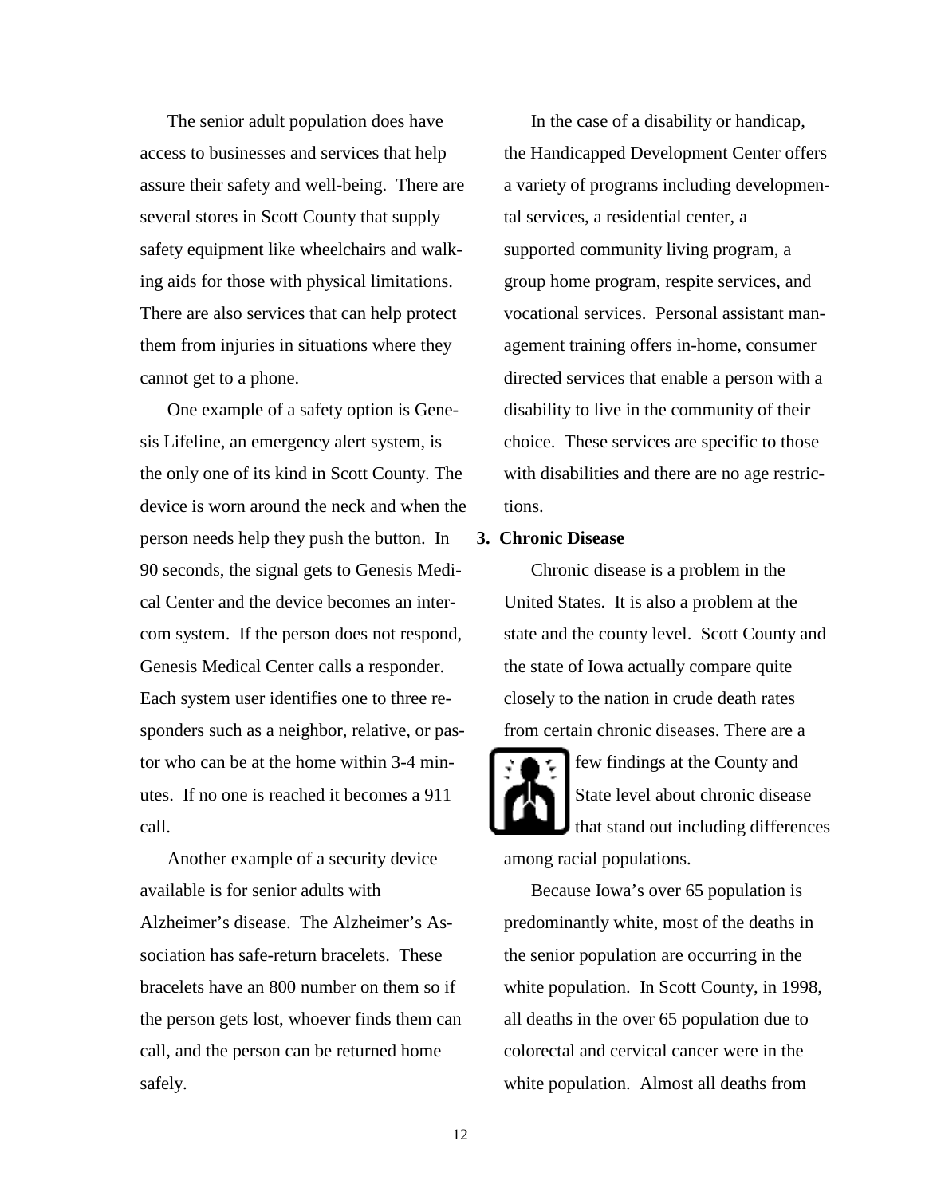The senior adult population does have access to businesses and services that help assure their safety and well-being. There are several stores in Scott County that supply safety equipment like wheelchairs and walking aids for those with physical limitations. There are also services that can help protect them from injuries in situations where they cannot get to a phone.

One example of a safety option is Genesis Lifeline, an emergency alert system, is the only one of its kind in Scott County. The device is worn around the neck and when the person needs help they push the button. In 90 seconds, the signal gets to Genesis Medical Center and the device becomes an intercom system. If the person does not respond, Genesis Medical Center calls a responder. Each system user identifies one to three responders such as a neighbor, relative, or pastor who can be at the home within 3-4 minutes. If no one is reached it becomes a 911 call.

Another example of a security device available is for senior adults with Alzheimer's disease. The Alzheimer's Association has safe-return bracelets. These bracelets have an 800 number on them so if the person gets lost, whoever finds them can call, and the person can be returned home safely.

In the case of a disability or handicap, the Handicapped Development Center offers a variety of programs including developmental services, a residential center, a supported community living program, a group home program, respite services, and vocational services. Personal assistant management training offers in-home, consumer directed services that enable a person with a disability to live in the community of their choice. These services are specific to those with disabilities and there are no age restrictions.

**3. Chronic Disease**

Chronic disease is a problem in the United States. It is also a problem at the state and the county level. Scott County and the state of Iowa actually compare quite closely to the nation in crude death rates from certain chronic diseases. There are a few findings at the County and State level about chronic disease that stand out including differences among racial populations.

Because Iowa's over 65 population is predominantly white, most of the deaths in the senior population are occurring in the white population. In Scott County, in 1998, all deaths in the over 65 population due to colorectal and cervical cancer were in the white population. Almost all deaths from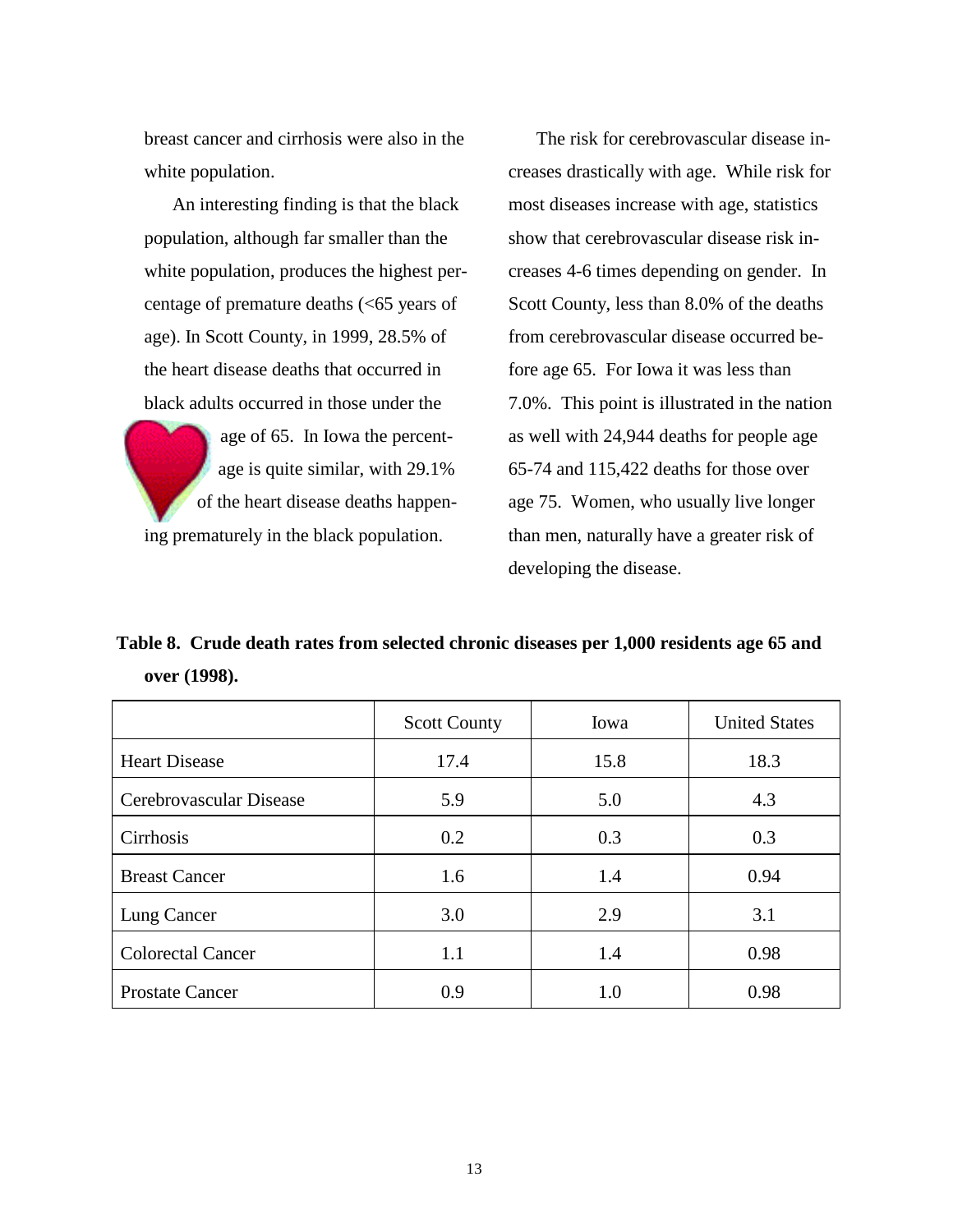breast cancer and cirrhosis were also in the white population.

An interesting finding is that the black population, although far smaller than the white population, produces the highest percentage of premature deaths (<65 years of age). In Scott County, in 1999, 28.5% of the heart disease deaths that occurred in black adults occurred in those under the age of 65. In Iowa the percentage is quite similar, with 29.1% of the heart disease deaths happening prematurely in the black population.

The risk for cerebrovascular disease increases drastically with age. While risk for most diseases increase with age, statistics show that cerebrovascular disease risk increases 4-6 times depending on gender. In Scott County, less than 8.0% of the deaths from cerebrovascular disease occurred before age 65. For Iowa it was less than 7.0%. This point is illustrated in the nation as well with 24,944 deaths for people age 65-74 and 115,422 deaths for those over age 75. Women, who usually live longer than men, naturally have a greater risk of developing the disease.

**Table 8. Crude death rates from selected chronic diseases per 1,000 residents age 65 and over (1998).**

| | Scott County | Iowa | United States |
|---|---|---|---|
| Heart Disease | 17.4 | 15.8 | 18.3 |
| Cerebrovascular Disease | 5.9 | 5.0 | 4.3 |
| Cirrhosis | 0.2 | 0.3 | 0.3 |
| Breast Cancer | 1.6 | 1.4 | 0.94 |
| Lung Cancer | 3.0 | 2.9 | 3.1 |
| Colorectal Cancer | 1.1 | 1.4 | 0.98 |
| Prostate Cancer | 0.9 | 1.0 | 0.98 |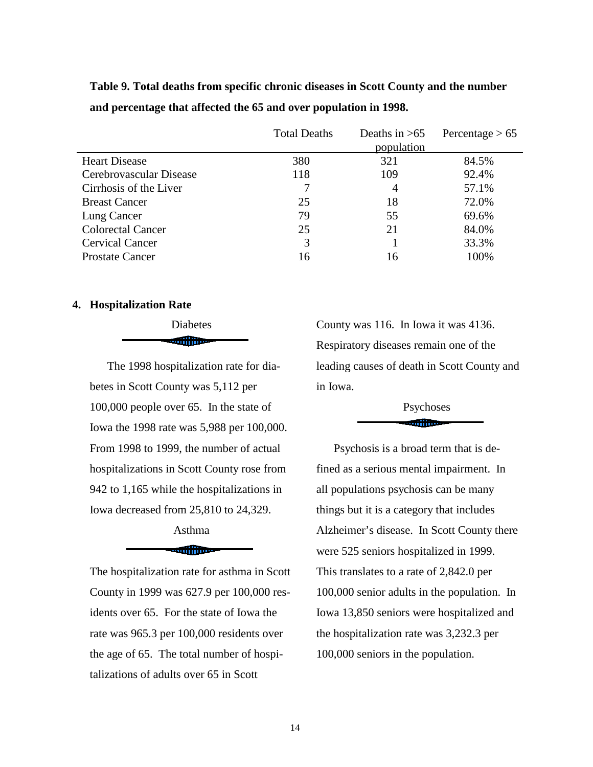**Table 9. Total deaths from specific chronic diseases in Scott County and the number and percentage that affected the 65 and over population in 1998.**

| | Total Deaths | Deaths in >65 population | Percentage > 65 |
|---|---|---|---|
| Heart Disease | 380 | 321 | 84.5% |
| Cerebrovascular Disease | 118 | 109 | 92.4% |
| Cirrhosis of the Liver | 7 | 4 | 57.1% |
| Breast Cancer | 25 | 18 | 72.0% |
| Lung Cancer | 79 | 55 | 69.6% |
| Colorectal Cancer | 25 | 21 | 84.0% |
| Cervical Cancer | 3 | 1 | 33.3% |
| Prostate Cancer | 16 | 16 | 100% |

## 4. Hospitalization Rate

### Diabetes

The 1998 hospitalization rate for diabetes in Scott County was 5,112 per 100,000 people over 65. In the state of Iowa the 1998 rate was 5,988 per 100,000. From 1998 to 1999, the number of actual hospitalizations in Scott County rose from 942 to 1,165 while the hospitalizations in Iowa decreased from 25,810 to 24,329.

### Asthma

The hospitalization rate for asthma in Scott County in 1999 was 627.9 per 100,000 residents over 65. For the state of Iowa the rate was 965.3 per 100,000 residents over the age of 65. The total number of hospitalizations of adults over 65 in Scott County was 116. In Iowa it was 4136. Respiratory diseases remain one of the leading causes of death in Scott County and in Iowa.

### Psychoses

Psychosis is a broad term that is defined as a serious mental impairment. In all populations psychosis can be many things but it is a category that includes Alzheimer's disease. In Scott County there were 525 seniors hospitalized in 1999. This translates to a rate of 2,842.0 per 100,000 senior adults in the population. In Iowa 13,850 seniors were hospitalized and the hospitalization rate was 3,232.3 per 100,000 seniors in the population.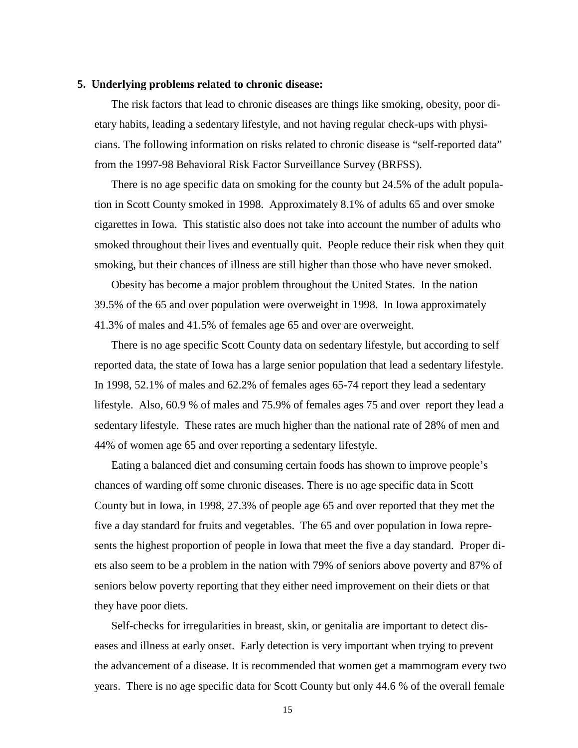**5. Underlying problems related to chronic disease:**

The risk factors that lead to chronic diseases are things like smoking, obesity, poor dietary habits, leading a sedentary lifestyle, and not having regular check-ups with physicians. The following information on risks related to chronic disease is "self-reported data" from the 1997-98 Behavioral Risk Factor Surveillance Survey (BRFSS).

There is no age specific data on smoking for the county but 24.5% of the adult population in Scott County smoked in 1998. Approximately 8.1% of adults 65 and over smoke cigarettes in Iowa. This statistic also does not take into account the number of adults who smoked throughout their lives and eventually quit. People reduce their risk when they quit smoking, but their chances of illness are still higher than those who have never smoked.

Obesity has become a major problem throughout the United States. In the nation 39.5% of the 65 and over population were overweight in 1998. In Iowa approximately 41.3% of males and 41.5% of females age 65 and over are overweight.

There is no age specific Scott County data on sedentary lifestyle, but according to self reported data, the state of Iowa has a large senior population that lead a sedentary lifestyle. In 1998, 52.1% of males and 62.2% of females ages 65-74 report they lead a sedentary lifestyle. Also, 60.9 % of males and 75.9% of females ages 75 and over report they lead a sedentary lifestyle. These rates are much higher than the national rate of 28% of men and 44% of women age 65 and over reporting a sedentary lifestyle.

Eating a balanced diet and consuming certain foods has shown to improve people's chances of warding off some chronic diseases. There is no age specific data in Scott County but in Iowa, in 1998, 27.3% of people age 65 and over reported that they met the five a day standard for fruits and vegetables. The 65 and over population in Iowa represents the highest proportion of people in Iowa that meet the five a day standard. Proper diets also seem to be a problem in the nation with 79% of seniors above poverty and 87% of seniors below poverty reporting that they either need improvement on their diets or that they have poor diets.

Self-checks for irregularities in breast, skin, or genitalia are important to detect diseases and illness at early onset. Early detection is very important when trying to prevent the advancement of a disease. It is recommended that women get a mammogram every two years. There is no age specific data for Scott County but only 44.6 % of the overall female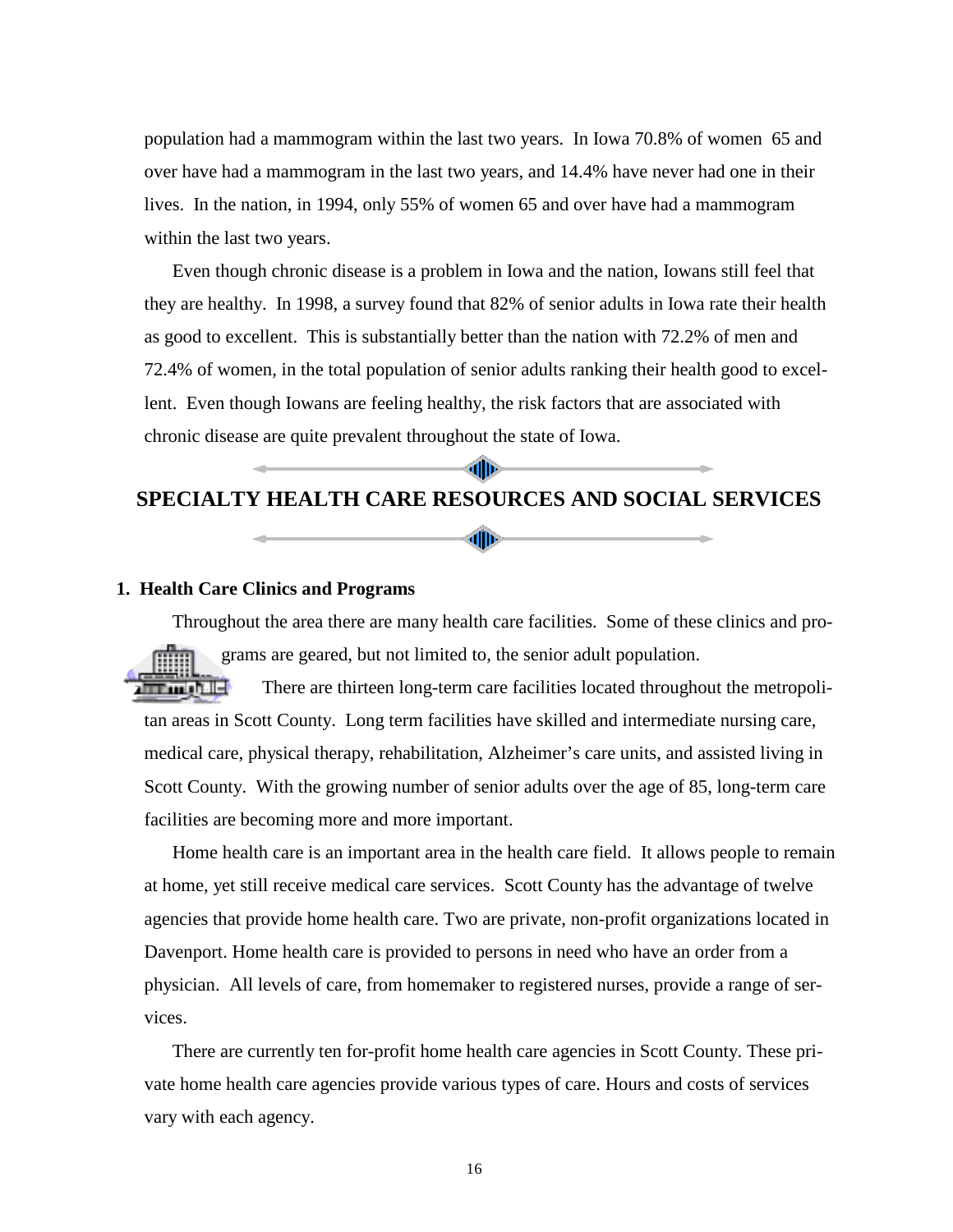population had a mammogram within the last two years. In Iowa 70.8% of women 65 and over have had a mammogram in the last two years, and 14.4% have never had one in their lives. In the nation, in 1994, only 55% of women 65 and over have had a mammogram within the last two years.

Even though chronic disease is a problem in Iowa and the nation, Iowans still feel that they are healthy. In 1998, a survey found that 82% of senior adults in Iowa rate their health as good to excellent. This is substantially better than the nation with 72.2% of men and 72.4% of women, in the total population of senior adults ranking their health good to excellent. Even though Iowans are feeling healthy, the risk factors that are associated with chronic disease are quite prevalent throughout the state of Iowa.

## SPECIALTY HEALTH CARE RESOURCES AND SOCIAL SERVICES

### 1. Health Care Clinics and Programs

Throughout the area there are many health care facilities. Some of these clinics and programs are geared, but not limited to, the senior adult population.

There are thirteen long-term care facilities located throughout the metropolitan areas in Scott County. Long term facilities have skilled and intermediate nursing care, medical care, physical therapy, rehabilitation, Alzheimer's care units, and assisted living in Scott County. With the growing number of senior adults over the age of 85, long-term care facilities are becoming more and more important.

Home health care is an important area in the health care field. It allows people to remain at home, yet still receive medical care services. Scott County has the advantage of twelve agencies that provide home health care. Two are private, non-profit organizations located in Davenport. Home health care is provided to persons in need who have an order from a physician. All levels of care, from homemaker to registered nurses, provide a range of services.

There are currently ten for-profit home health care agencies in Scott County. These private home health care agencies provide various types of care. Hours and costs of services vary with each agency.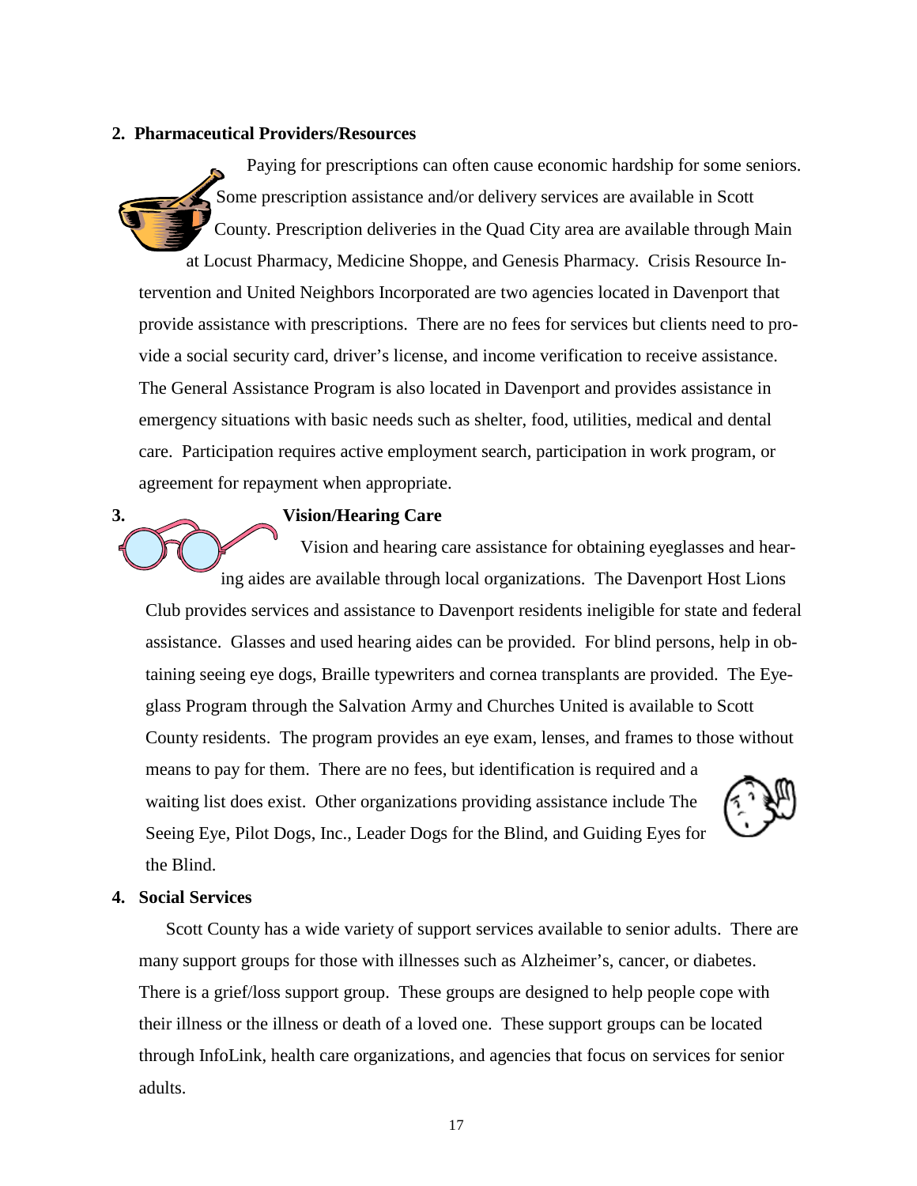## 2. Pharmaceutical Providers/Resources

Paying for prescriptions can often cause economic hardship for some seniors. Some prescription assistance and/or delivery services are available in Scott County. Prescription deliveries in the Quad City area are available through Main at Locust Pharmacy, Medicine Shoppe, and Genesis Pharmacy. Crisis Resource Intervention and United Neighbors Incorporated are two agencies located in Davenport that provide assistance with prescriptions. There are no fees for services but clients need to provide a social security card, driver's license, and income verification to receive assistance. The General Assistance Program is also located in Davenport and provides assistance in emergency situations with basic needs such as shelter, food, utilities, medical and dental care. Participation requires active employment search, participation in work program, or agreement for repayment when appropriate.

## 3. Vision/Hearing Care

Vision and hearing care assistance for obtaining eyeglasses and hearing aides are available through local organizations. The Davenport Host Lions Club provides services and assistance to Davenport residents ineligible for state and federal assistance. Glasses and used hearing aides can be provided. For blind persons, help in obtaining seeing eye dogs, Braille typewriters and cornea transplants are provided. The Eyeglass Program through the Salvation Army and Churches United is available to Scott County residents. The program provides an eye exam, lenses, and frames to those without means to pay for them. There are no fees, but identification is required and a waiting list does exist. Other organizations providing assistance include The Seeing Eye, Pilot Dogs, Inc., Leader Dogs for the Blind, and Guiding Eyes for the Blind.

## 4. Social Services

Scott County has a wide variety of support services available to senior adults. There are many support groups for those with illnesses such as Alzheimer's, cancer, or diabetes. There is a grief/loss support group. These groups are designed to help people cope with their illness or the illness or death of a loved one. These support groups can be located through InfoLink, health care organizations, and agencies that focus on services for senior adults.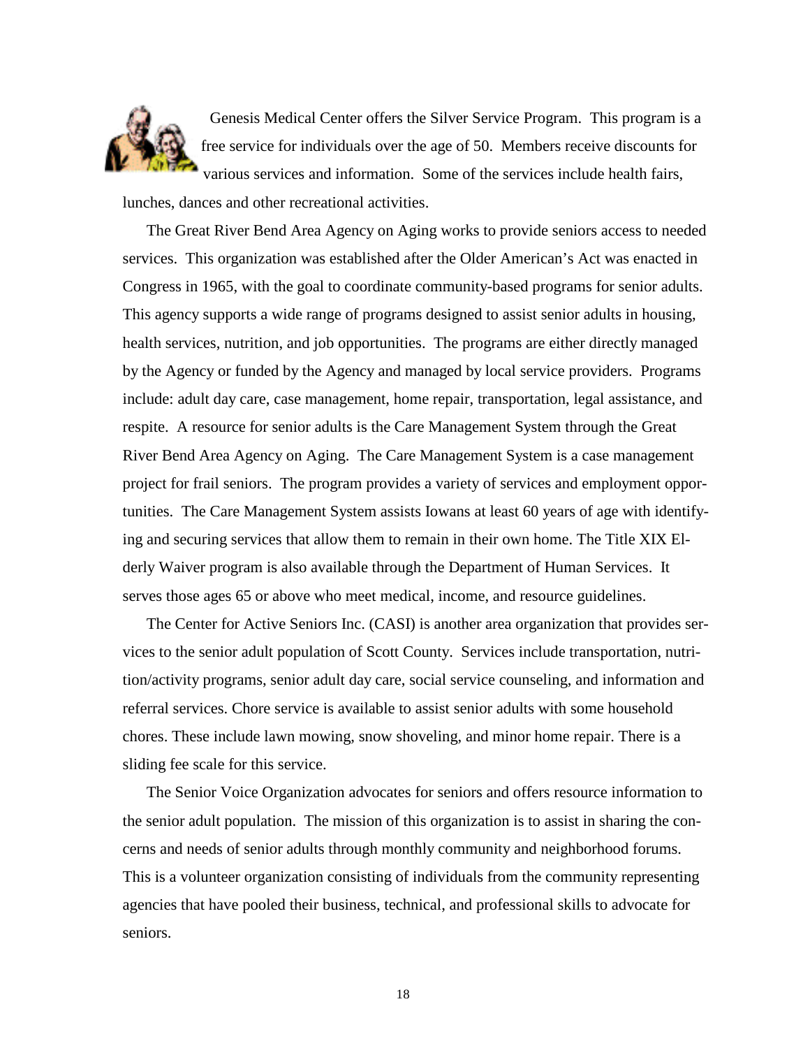Genesis Medical Center offers the Silver Service Program. This program is a free service for individuals over the age of 50. Members receive discounts for various services and information. Some of the services include health fairs, lunches, dances and other recreational activities.

The Great River Bend Area Agency on Aging works to provide seniors access to needed services. This organization was established after the Older American's Act was enacted in Congress in 1965, with the goal to coordinate community-based programs for senior adults. This agency supports a wide range of programs designed to assist senior adults in housing, health services, nutrition, and job opportunities. The programs are either directly managed by the Agency or funded by the Agency and managed by local service providers. Programs include: adult day care, case management, home repair, transportation, legal assistance, and respite. A resource for senior adults is the Care Management System through the Great River Bend Area Agency on Aging. The Care Management System is a case management project for frail seniors. The program provides a variety of services and employment opportunities. The Care Management System assists Iowans at least 60 years of age with identifying and securing services that allow them to remain in their own home. The Title XIX Elderly Waiver program is also available through the Department of Human Services. It serves those ages 65 or above who meet medical, income, and resource guidelines.

The Center for Active Seniors Inc. (CASI) is another area organization that provides services to the senior adult population of Scott County. Services include transportation, nutrition/activity programs, senior adult day care, social service counseling, and information and referral services. Chore service is available to assist senior adults with some household chores. These include lawn mowing, snow shoveling, and minor home repair. There is a sliding fee scale for this service.

The Senior Voice Organization advocates for seniors and offers resource information to the senior adult population. The mission of this organization is to assist in sharing the concerns and needs of senior adults through monthly community and neighborhood forums. This is a volunteer organization consisting of individuals from the community representing agencies that have pooled their business, technical, and professional skills to advocate for seniors.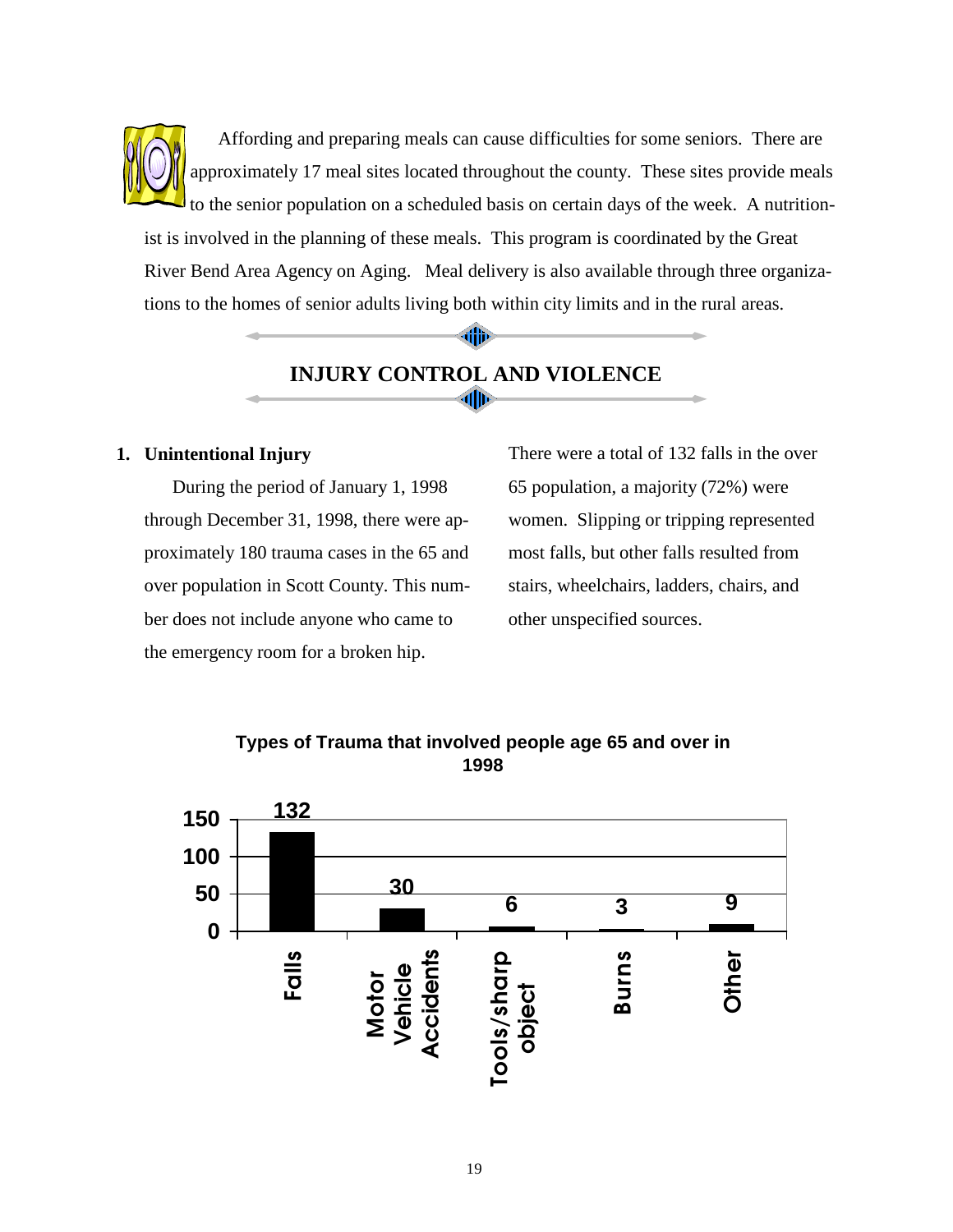Affording and preparing meals can cause difficulties for some seniors. There are approximately 17 meal sites located throughout the county. These sites provide meals to the senior population on a scheduled basis on certain days of the week. A nutritionist is involved in the planning of these meals. This program is coordinated by the Great River Bend Area Agency on Aging. Meal delivery is also available through three organizations to the homes of senior adults living both within city limits and in the rural areas.

## INJURY CONTROL AND VIOLENCE

**1. Unintentional Injury**

During the period of January 1, 1998 through December 31, 1998, there were approximately 180 trauma cases in the 65 and over population in Scott County. This number does not include anyone who came to the emergency room for a broken hip.

There were a total of 132 falls in the over 65 population, a majority (72%) were women. Slipping or tripping represented most falls, but other falls resulted from stairs, wheelchairs, ladders, chairs, and other unspecified sources.

**Types of Trauma that involved people age 65 and over in 1998**

| Type | Number |
|---|---|
| Falls | 132 |
| Motor Vehicle Accidents | 30 |
| Tools/sharp object | 6 |
| Burns | 3 |
| Other | 9 |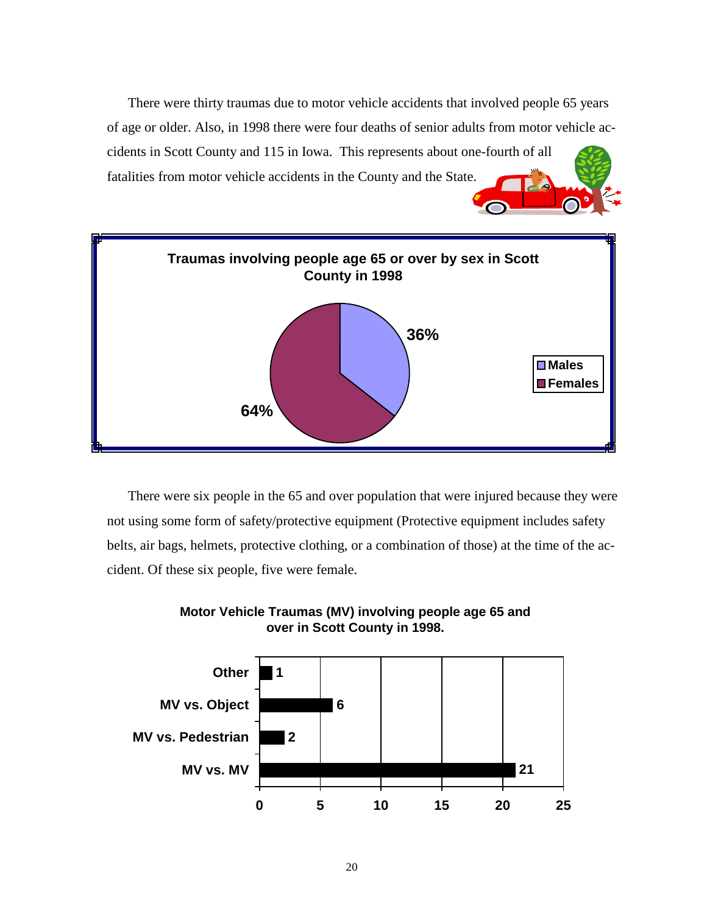There were thirty traumas due to motor vehicle accidents that involved people 65 years of age or older. Also, in 1998 there were four deaths of senior adults from motor vehicle accidents in Scott County and 115 in Iowa. This represents about one-fourth of all fatalities from motor vehicle accidents in the County and the State.

**Traumas involving people age 65 or over by sex in Scott County in 1998**

| Sex | Percent |
|---|---|
| Males | 36% |
| Females | 64% |

There were six people in the 65 and over population that were injured because they were not using some form of safety/protective equipment (Protective equipment includes safety belts, air bags, helmets, protective clothing, or a combination of those) at the time of the accident. Of these six people, five were female.

**Motor Vehicle Traumas (MV) involving people age 65 and over in Scott County in 1998.**

| Type | Number |
|---|---|
| Other | 1 |
| MV vs. Object | 6 |
| MV vs. Pedestrian | 2 |
| MV vs. MV | 21 |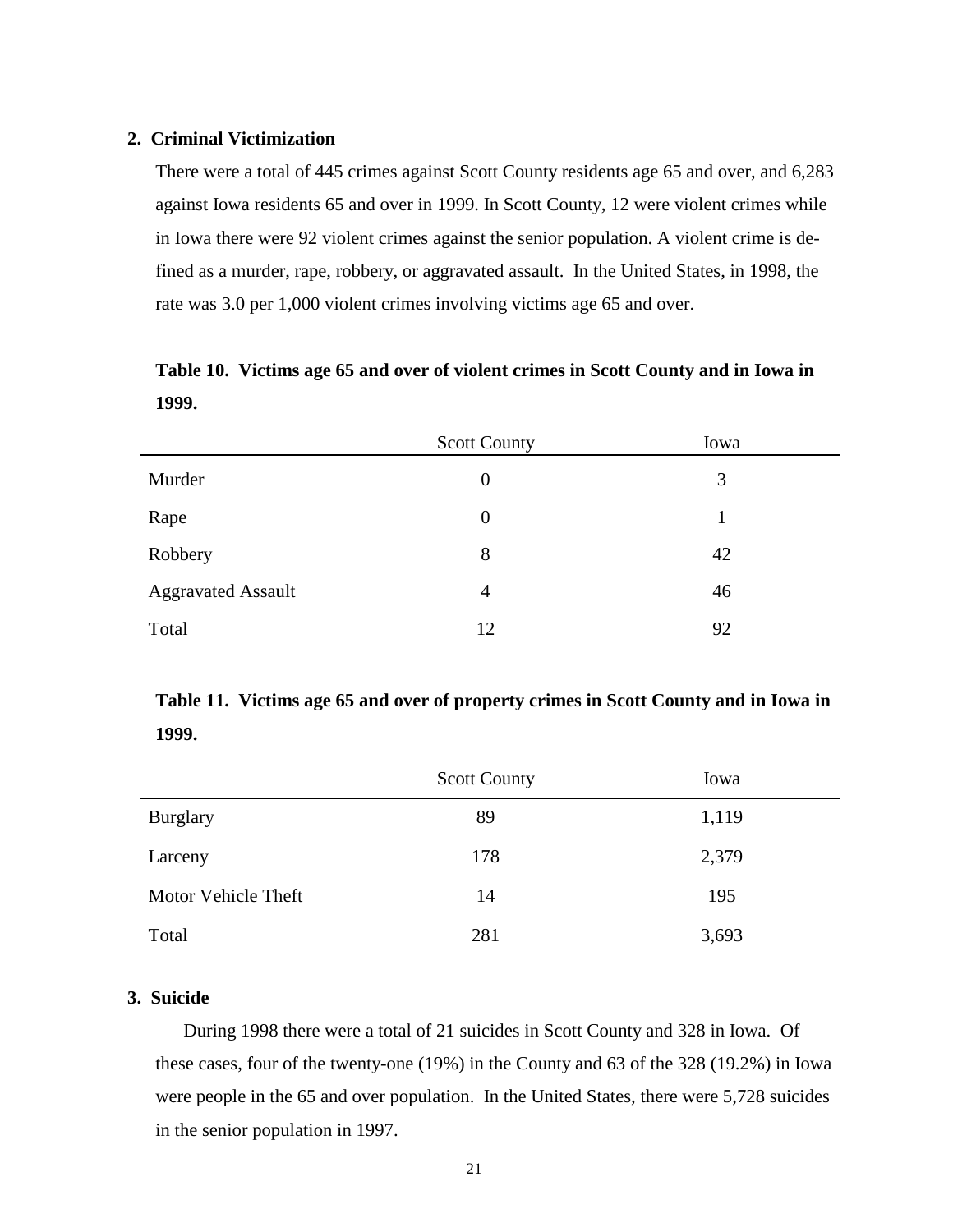## 2. Criminal Victimization

There were a total of 445 crimes against Scott County residents age 65 and over, and 6,283 against Iowa residents 65 and over in 1999. In Scott County, 12 were violent crimes while in Iowa there were 92 violent crimes against the senior population. A violent crime is defined as a murder, rape, robbery, or aggravated assault. In the United States, in 1998, the rate was 3.0 per 1,000 violent crimes involving victims age 65 and over.

**Table 10. Victims age 65 and over of violent crimes in Scott County and in Iowa in 1999.**

| | Scott County | Iowa |
|---|---|---|
| Murder | 0 | 3 |
| Rape | 0 | 1 |
| Robbery | 8 | 42 |
| Aggravated Assault | 4 | 46 |
| Total | 12 | 92 |

**Table 11. Victims age 65 and over of property crimes in Scott County and in Iowa in 1999.**

| | Scott County | Iowa |
|---|---|---|
| Burglary | 89 | 1,119 |
| Larceny | 178 | 2,379 |
| Motor Vehicle Theft | 14 | 195 |
| Total | 281 | 3,693 |

## 3. Suicide

During 1998 there were a total of 21 suicides in Scott County and 328 in Iowa. Of these cases, four of the twenty-one (19%) in the County and 63 of the 328 (19.2%) in Iowa were people in the 65 and over population. In the United States, there were 5,728 suicides in the senior population in 1997.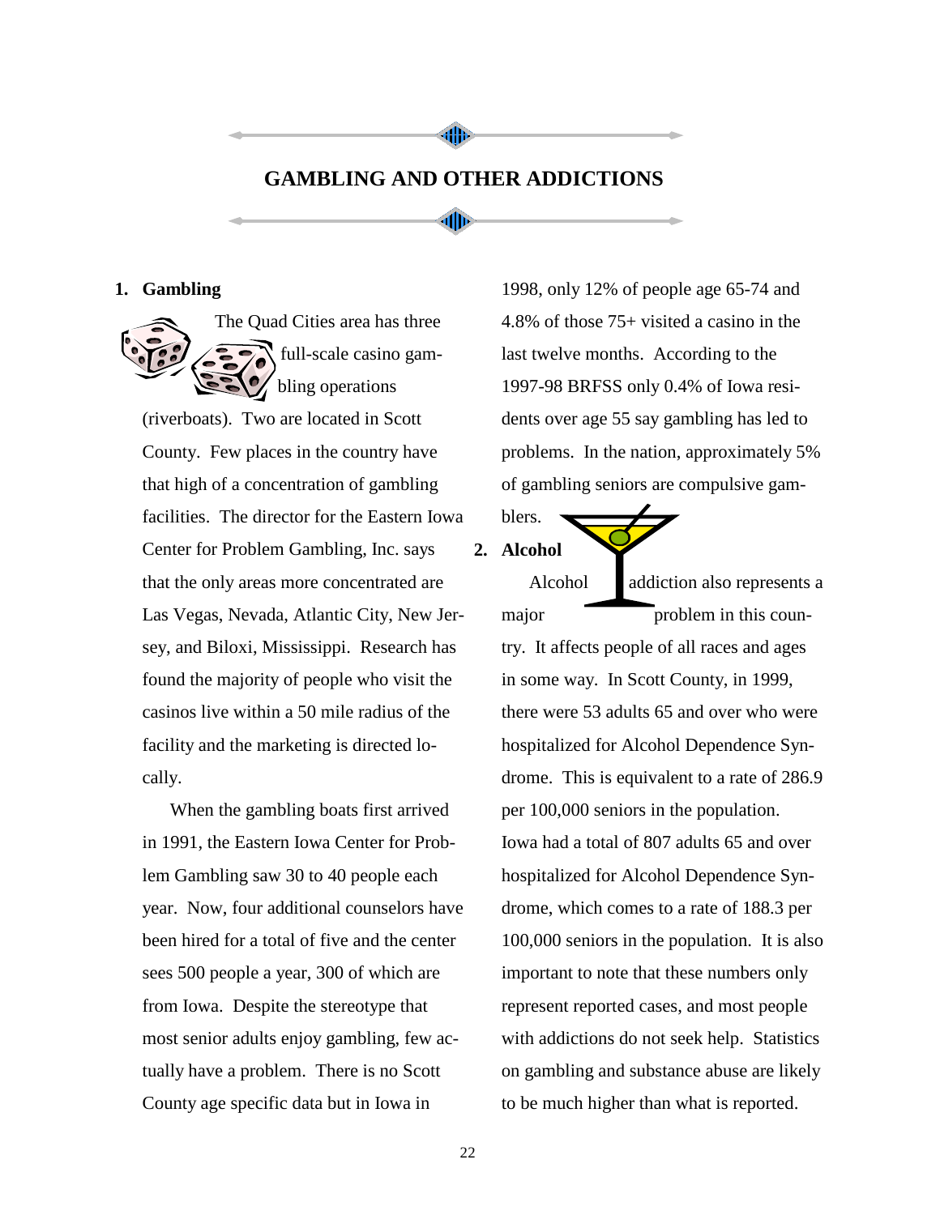# GAMBLING AND OTHER ADDICTIONS

## 1. Gambling

The Quad Cities area has three full-scale casino gambling operations (riverboats). Two are located in Scott County. Few places in the country have that high of a concentration of gambling facilities. The director for the Eastern Iowa Center for Problem Gambling, Inc. says that the only areas more concentrated are Las Vegas, Nevada, Atlantic City, New Jersey, and Biloxi, Mississippi. Research has found the majority of people who visit the casinos live within a 50 mile radius of the facility and the marketing is directed locally.

When the gambling boats first arrived in 1991, the Eastern Iowa Center for Problem Gambling saw 30 to 40 people each year. Now, four additional counselors have been hired for a total of five and the center sees 500 people a year, 300 of which are from Iowa. Despite the stereotype that most senior adults enjoy gambling, few actually have a problem. There is no Scott County age specific data but in Iowa in 1998, only 12% of people age 65-74 and 4.8% of those 75+ visited a casino in the last twelve months. According to the 1997-98 BRFSS only 0.4% of Iowa residents over age 55 say gambling has led to problems. In the nation, approximately 5% of gambling seniors are compulsive gamblers.

## 2. Alcohol

Alcohol addiction also represents a major problem in this country. It affects people of all races and ages in some way. In Scott County, in 1999, there were 53 adults 65 and over who were hospitalized for Alcohol Dependence Syndrome. This is equivalent to a rate of 286.9 per 100,000 seniors in the population. Iowa had a total of 807 adults 65 and over hospitalized for Alcohol Dependence Syndrome, which comes to a rate of 188.3 per 100,000 seniors in the population. It is also important to note that these numbers only represent reported cases, and most people with addictions do not seek help. Statistics on gambling and substance abuse are likely to be much higher than what is reported.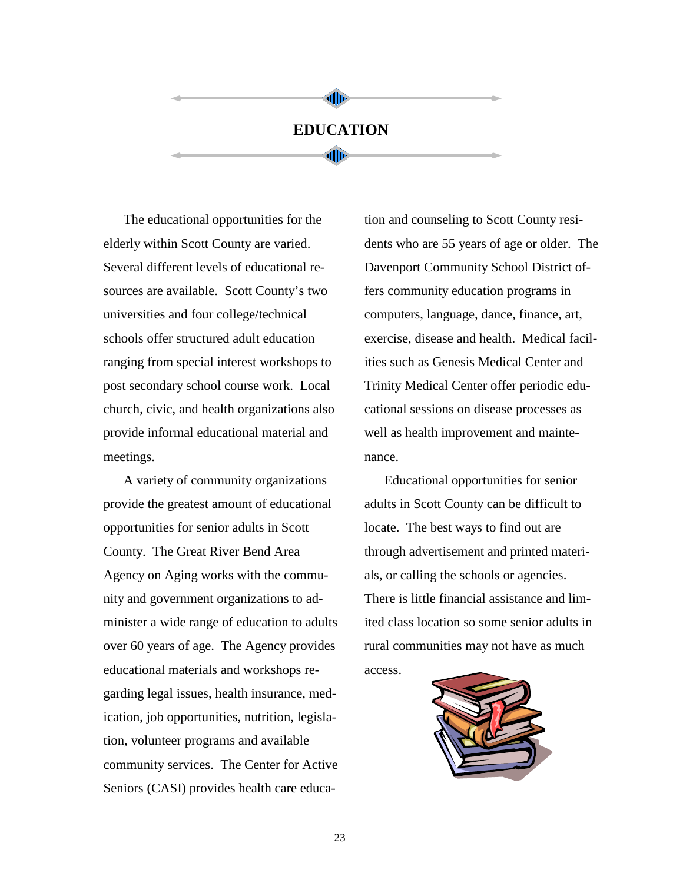# EDUCATION

The educational opportunities for the elderly within Scott County are varied. Several different levels of educational resources are available. Scott County's two universities and four college/technical schools offer structured adult education ranging from special interest workshops to post secondary school course work. Local church, civic, and health organizations also provide informal educational material and meetings.

A variety of community organizations provide the greatest amount of educational opportunities for senior adults in Scott County. The Great River Bend Area Agency on Aging works with the community and government organizations to administer a wide range of education to adults over 60 years of age. The Agency provides educational materials and workshops regarding legal issues, health insurance, medication, job opportunities, nutrition, legislation, volunteer programs and available community services. The Center for Active Seniors (CASI) provides health care education and counseling to Scott County residents who are 55 years of age or older. The Davenport Community School District offers community education programs in computers, language, dance, finance, art, exercise, disease and health. Medical facilities such as Genesis Medical Center and Trinity Medical Center offer periodic educational sessions on disease processes as well as health improvement and maintenance.

Educational opportunities for senior adults in Scott County can be difficult to locate. The best ways to find out are through advertisement and printed materials, or calling the schools or agencies. There is little financial assistance and limited class location so some senior adults in rural communities may not have as much access.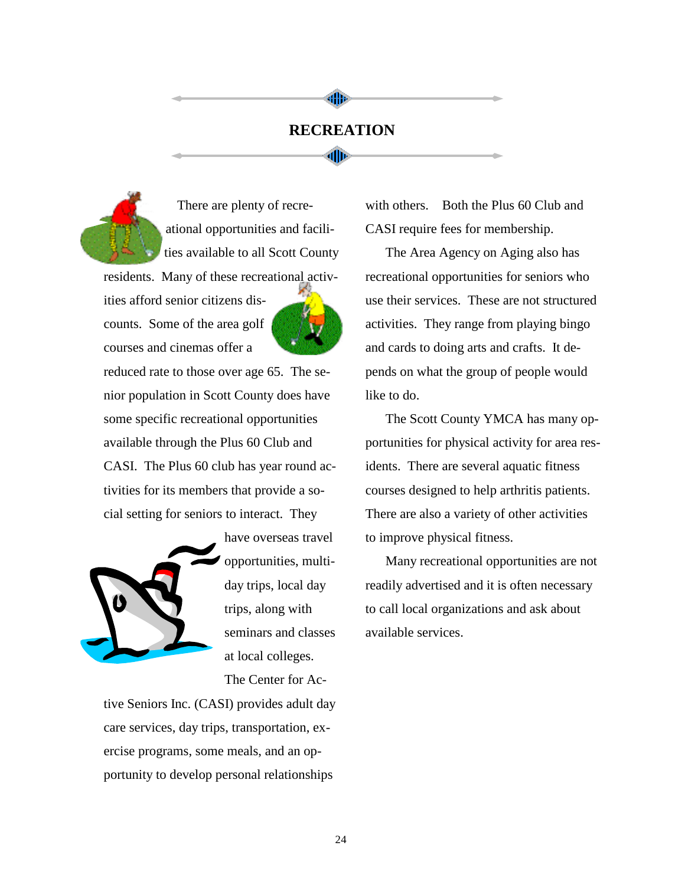# RECREATION

There are plenty of recreational opportunities and facilities available to all Scott County residents. Many of these recreational activities afford senior citizens discounts. Some of the area golf courses and cinemas offer a reduced rate to those over age 65. The senior population in Scott County does have some specific recreational opportunities available through the Plus 60 Club and CASI. The Plus 60 club has year round activities for its members that provide a social setting for seniors to interact. They have overseas travel opportunities, multi-day trips, local day trips, along with seminars and classes at local colleges. The Center for Active Seniors Inc. (CASI) provides adult day care services, day trips, transportation, exercise programs, some meals, and an opportunity to develop personal relationships with others. Both the Plus 60 Club and CASI require fees for membership.

The Area Agency on Aging also has recreational opportunities for seniors who use their services. These are not structured activities. They range from playing bingo and cards to doing arts and crafts. It depends on what the group of people would like to do.

The Scott County YMCA has many opportunities for physical activity for area residents. There are several aquatic fitness courses designed to help arthritis patients. There are also a variety of other activities to improve physical fitness.

Many recreational opportunities are not readily advertised and it is often necessary to call local organizations and ask about available services.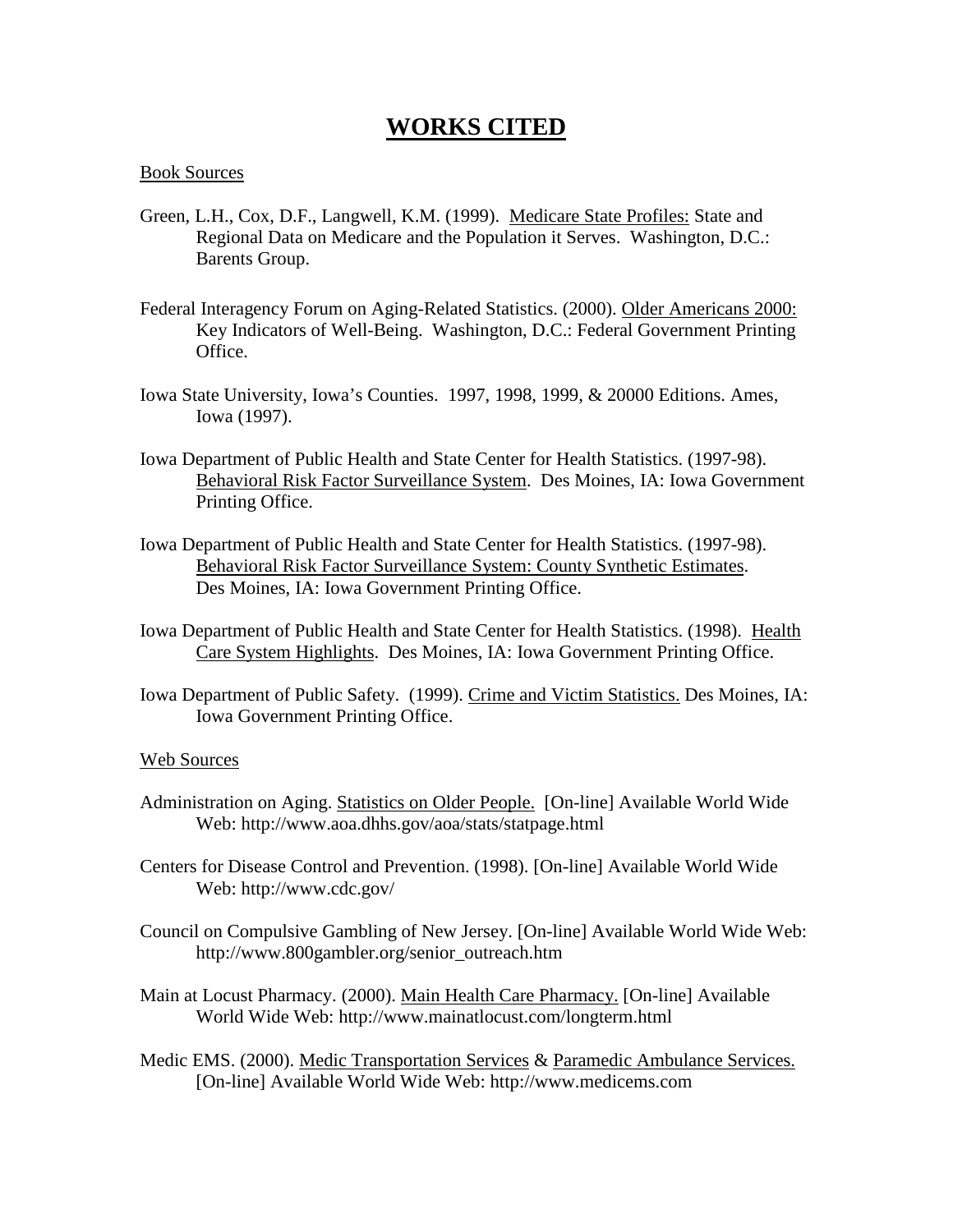# WORKS CITED

Book Sources

Green, L.H., Cox, D.F., Langwell, K.M. (1999). Medicare State Profiles: State and Regional Data on Medicare and the Population it Serves. Washington, D.C.: Barents Group.

Federal Interagency Forum on Aging-Related Statistics. (2000). Older Americans 2000: Key Indicators of Well-Being. Washington, D.C.: Federal Government Printing Office.

Iowa State University, Iowa's Counties. 1997, 1998, 1999, & 20000 Editions. Ames, Iowa (1997).

Iowa Department of Public Health and State Center for Health Statistics. (1997-98). Behavioral Risk Factor Surveillance System. Des Moines, IA: Iowa Government Printing Office.

Iowa Department of Public Health and State Center for Health Statistics. (1997-98). Behavioral Risk Factor Surveillance System: County Synthetic Estimates. Des Moines, IA: Iowa Government Printing Office.

Iowa Department of Public Health and State Center for Health Statistics. (1998). Health Care System Highlights. Des Moines, IA: Iowa Government Printing Office.

Iowa Department of Public Safety. (1999). Crime and Victim Statistics. Des Moines, IA: Iowa Government Printing Office.

Web Sources

Administration on Aging. Statistics on Older People. [On-line] Available World Wide Web: http://www.aoa.dhhs.gov/aoa/stats/statpage.html

Centers for Disease Control and Prevention. (1998). [On-line] Available World Wide Web: http://www.cdc.gov/

Council on Compulsive Gambling of New Jersey. [On-line] Available World Wide Web: http://www.800gambler.org/senior_outreach.htm

Main at Locust Pharmacy. (2000). Main Health Care Pharmacy. [On-line] Available World Wide Web: http://www.mainatlocust.com/longterm.html

Medic EMS. (2000). Medic Transportation Services & Paramedic Ambulance Services. [On-line] Available World Wide Web: http://www.medicems.com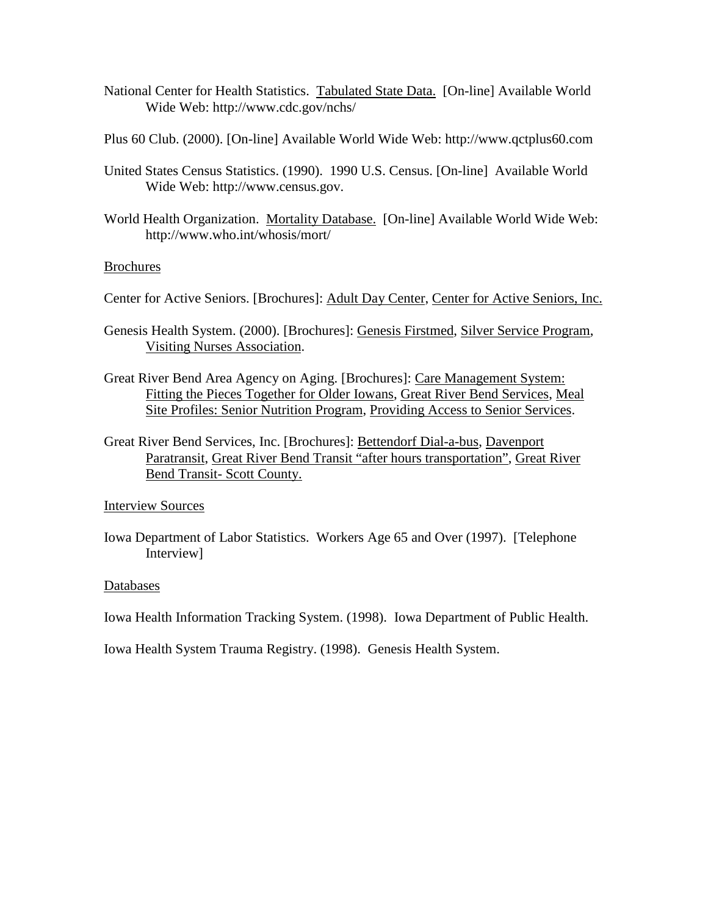National Center for Health Statistics. Tabulated State Data. [On-line] Available World Wide Web: http://www.cdc.gov/nchs/

Plus 60 Club. (2000). [On-line] Available World Wide Web: http://www.qctplus60.com

United States Census Statistics. (1990). 1990 U.S. Census. [On-line] Available World Wide Web: http://www.census.gov.

World Health Organization. Mortality Database. [On-line] Available World Wide Web: http://www.who.int/whosis/mort/

Brochures

Center for Active Seniors. [Brochures]: Adult Day Center, Center for Active Seniors, Inc.

Genesis Health System. (2000). [Brochures]: Genesis Firstmed, Silver Service Program, Visiting Nurses Association.

Great River Bend Area Agency on Aging. [Brochures]: Care Management System: Fitting the Pieces Together for Older Iowans, Great River Bend Services, Meal Site Profiles: Senior Nutrition Program, Providing Access to Senior Services.

Great River Bend Services, Inc. [Brochures]: Bettendorf Dial-a-bus, Davenport Paratransit, Great River Bend Transit "after hours transportation", Great River Bend Transit- Scott County.

Interview Sources

Iowa Department of Labor Statistics. Workers Age 65 and Over (1997). [Telephone Interview]

Databases

Iowa Health Information Tracking System. (1998). Iowa Department of Public Health.

Iowa Health System Trauma Registry. (1998). Genesis Health System.